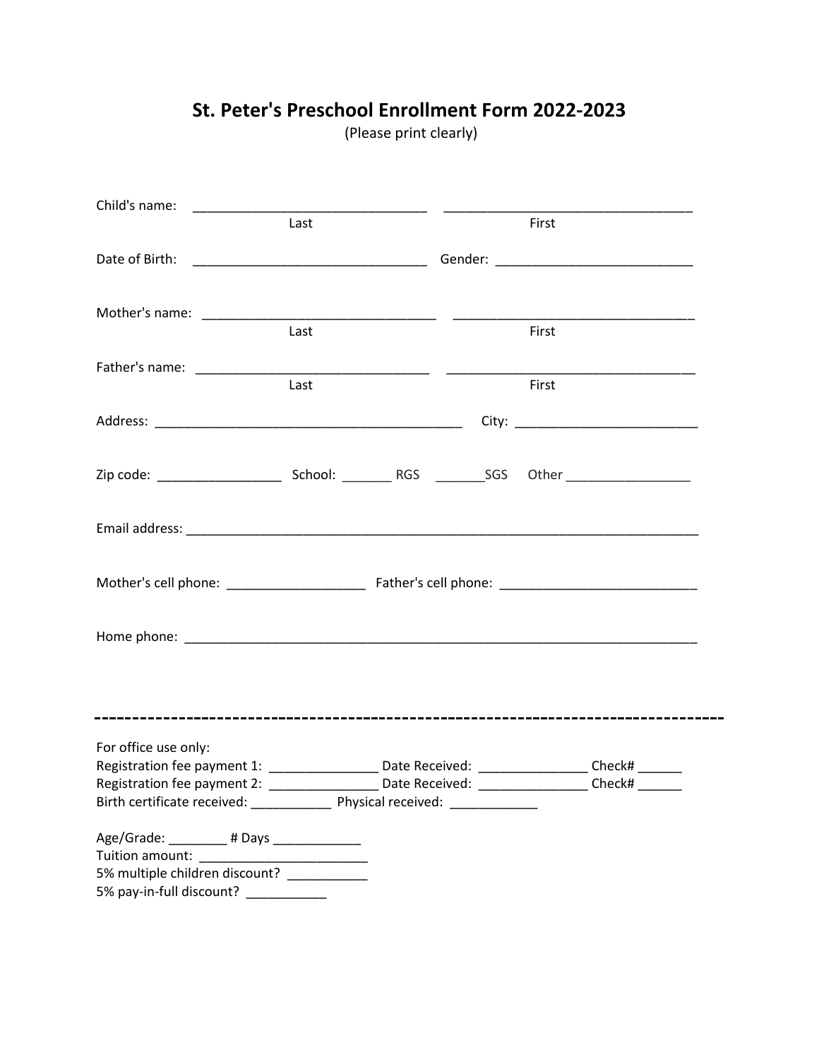# St. Peter's Preschool Enrollment Form 2022-2023

(Please print clearly)

Child's name: ________________________________ ________________________________
Last First

Date of Birth: ________________________________ Gender: __________________________

Mother's name: ________________________________ ________________________________
Last First

Father's name: ________________________________ ________________________________
Last First

Address: ___________________________________________ City: ________________________

Zip code: _________________ School: _______ RGS _______SGS Other _________________

Email address: ________________________________________________________________________

Mother's cell phone: ___________________ Father's cell phone: ___________________________

Home phone: ___________________________________________________________________________

---

For office use only:
Registration fee payment 1: _______________ Date Received: _______________ Check# ______
Registration fee payment 2: _______________ Date Received: _______________ Check# ______
Birth certificate received: ___________ Physical received: ____________

Age/Grade: ________ # Days ____________
Tuition amount: ________________________
5% multiple children discount? ___________
5% pay-in-full discount? ___________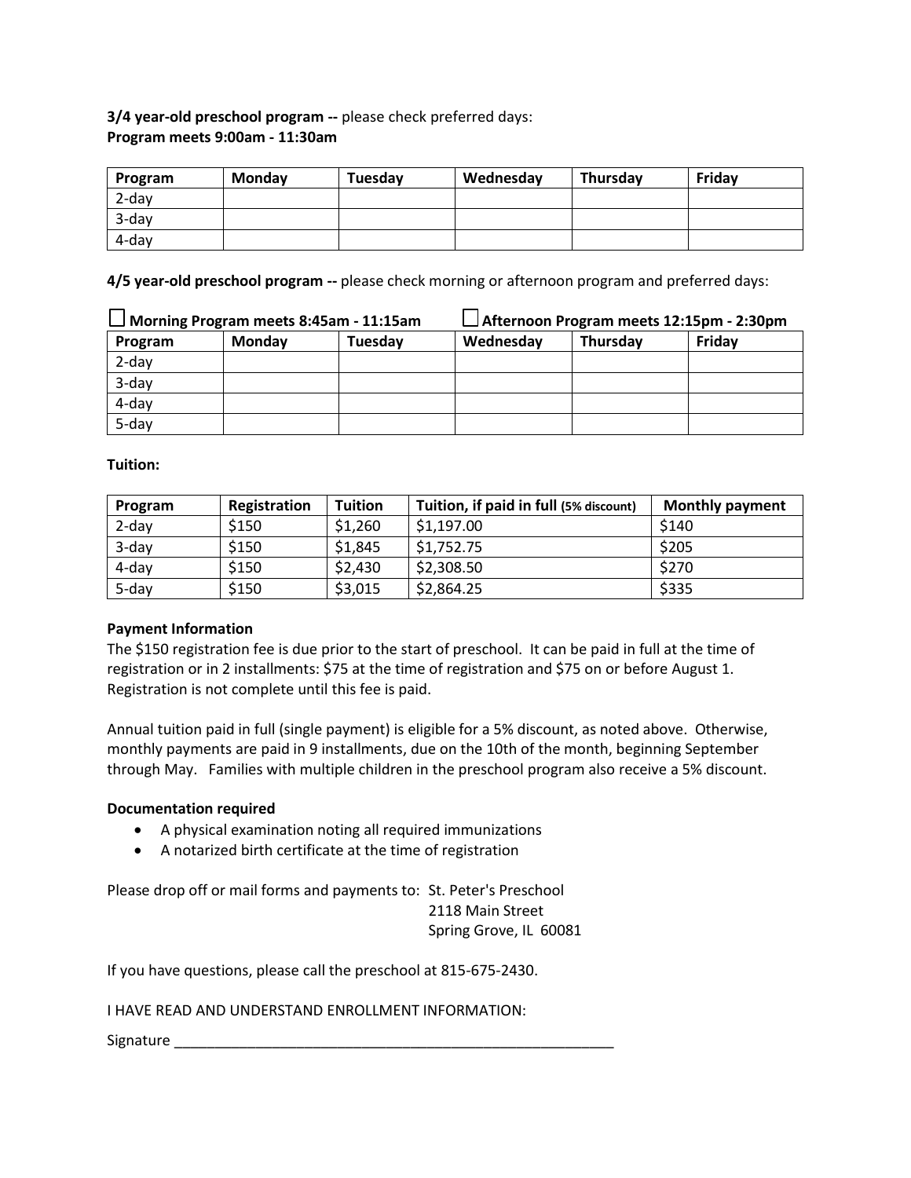**3/4 year-old preschool program --** please check preferred days:
**Program meets 9:00am - 11:30am**

| Program | Monday | Tuesday | Wednesday | Thursday | Friday |
|---|---|---|---|---|---|
| 2-day | | | | | |
| 3-day | | | | | |
| 4-day | | | | | |

**4/5 year-old preschool program --** please check morning or afternoon program and preferred days:

☐ **Morning Program meets 8:45am - 11:15am** ☐ **Afternoon Program meets 12:15pm - 2:30pm**

| Program | Monday | Tuesday | Wednesday | Thursday | Friday |
|---|---|---|---|---|---|
| 2-day | | | | | |
| 3-day | | | | | |
| 4-day | | | | | |
| 5-day | | | | | |

**Tuition:**

| Program | Registration | Tuition | Tuition, if paid in full (5% discount) | Monthly payment |
|---|---|---|---|---|
| 2-day | $150 | $1,260 | $1,197.00 | $140 |
| 3-day | $150 | $1,845 | $1,752.75 | $205 |
| 4-day | $150 | $2,430 | $2,308.50 | $270 |
| 5-day | $150 | $3,015 | $2,864.25 | $335 |

**Payment Information**

The $150 registration fee is due prior to the start of preschool. It can be paid in full at the time of registration or in 2 installments: $75 at the time of registration and $75 on or before August 1. Registration is not complete until this fee is paid.

Annual tuition paid in full (single payment) is eligible for a 5% discount, as noted above. Otherwise, monthly payments are paid in 9 installments, due on the 10th of the month, beginning September through May. Families with multiple children in the preschool program also receive a 5% discount.

**Documentation required**

- A physical examination noting all required immunizations
- A notarized birth certificate at the time of registration

Please drop off or mail forms and payments to: St. Peter's Preschool
2118 Main Street
Spring Grove, IL 60081

If you have questions, please call the preschool at 815-675-2430.

I HAVE READ AND UNDERSTAND ENROLLMENT INFORMATION:

Signature ___________________________________________________________